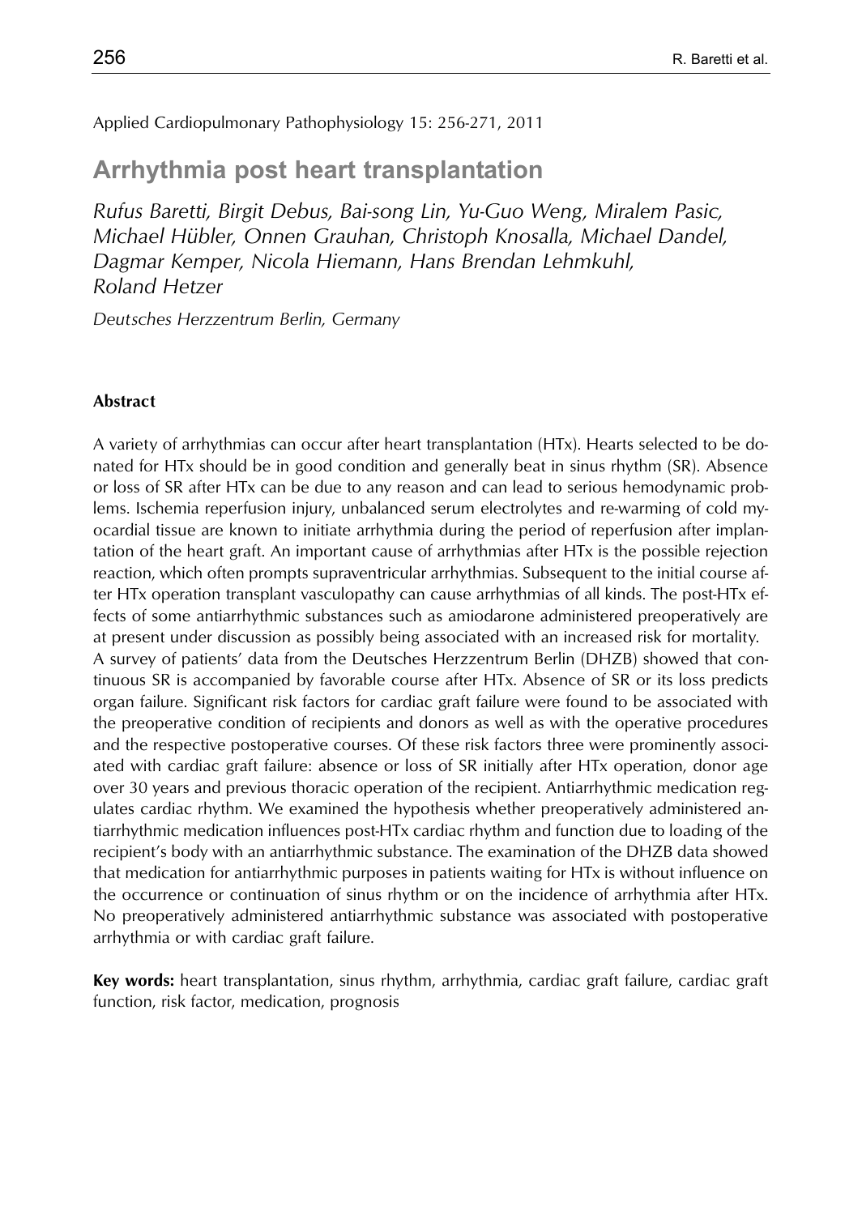Applied Cardiopulmonary Pathophysiology 15: 256-271, 2011

# Arrhythmia post heart transplantation

*Rufus Baretti, Birgit Debus, Bai-song Lin, Yu-Guo Weng, Miralem Pasic, Michael Hübler, Onnen Grauhan, Christoph Knosalla, Michael Dandel, Dagmar Kemper, Nicola Hiemann, Hans Brendan Lehmkuhl, Roland Hetzer*

*Deutsches Herzzentrum Berlin, Germany*

## Abstract

A variety of arrhythmias can occur after heart transplantation (HTx). Hearts selected to be donated for HTx should be in good condition and generally beat in sinus rhythm (SR). Absence or loss of SR after HTx can be due to any reason and can lead to serious hemodynamic problems. Ischemia reperfusion injury, unbalanced serum electrolytes and re-warming of cold myocardial tissue are known to initiate arrhythmia during the period of reperfusion after implantation of the heart graft. An important cause of arrhythmias after HTx is the possible rejection reaction, which often prompts supraventricular arrhythmias. Subsequent to the initial course after HTx operation transplant vasculopathy can cause arrhythmias of all kinds. The post-HTx effects of some antiarrhythmic substances such as amiodarone administered preoperatively are at present under discussion as possibly being associated with an increased risk for mortality.

A survey of patients' data from the Deutsches Herzzentrum Berlin (DHZB) showed that continuous SR is accompanied by favorable course after HTx. Absence of SR or its loss predicts organ failure. Significant risk factors for cardiac graft failure were found to be associated with the preoperative condition of recipients and donors as well as with the operative procedures and the respective postoperative courses. Of these risk factors three were prominently associated with cardiac graft failure: absence or loss of SR initially after HTx operation, donor age over 30 years and previous thoracic operation of the recipient. Antiarrhythmic medication regulates cardiac rhythm. We examined the hypothesis whether preoperatively administered antiarrhythmic medication influences post-HTx cardiac rhythm and function due to loading of the recipient's body with an antiarrhythmic substance. The examination of the DHZB data showed that medication for antiarrhythmic purposes in patients waiting for HTx is without influence on the occurrence or continuation of sinus rhythm or on the incidence of arrhythmia after HTx. No preoperatively administered antiarrhythmic substance was associated with postoperative arrhythmia or with cardiac graft failure.

**Key words:** heart transplantation, sinus rhythm, arrhythmia, cardiac graft failure, cardiac graft function, risk factor, medication, prognosis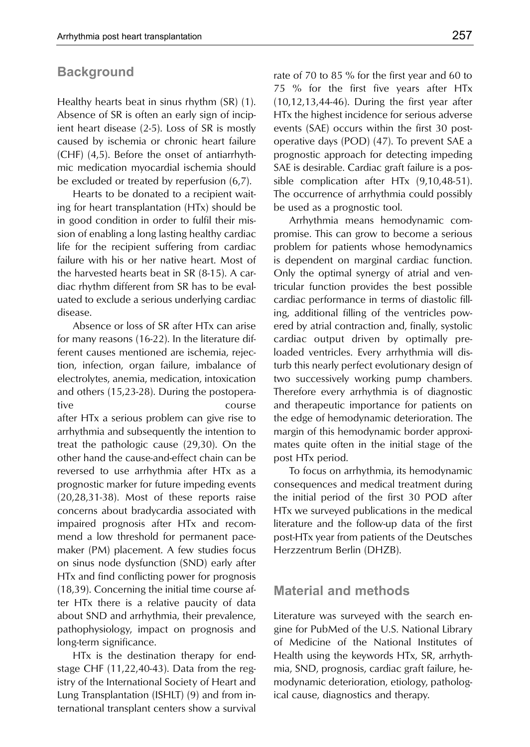## Background

Healthy hearts beat in sinus rhythm (SR) (1). Absence of SR is often an early sign of incipient heart disease (2-5). Loss of SR is mostly caused by ischemia or chronic heart failure (CHF) (4,5). Before the onset of antiarrhythmic medication myocardial ischemia should be excluded or treated by reperfusion (6,7).

Hearts to be donated to a recipient waiting for heart transplantation (HTx) should be in good condition in order to fulfil their mission of enabling a long lasting healthy cardiac life for the recipient suffering from cardiac failure with his or her native heart. Most of the harvested hearts beat in SR (8-15). A cardiac rhythm different from SR has to be evaluated to exclude a serious underlying cardiac disease.

Absence or loss of SR after HTx can arise for many reasons (16-22). In the literature different causes mentioned are ischemia, rejection, infection, organ failure, imbalance of electrolytes, anemia, medication, intoxication and others (15,23-28). During the postoperative course after HTx a serious problem can give rise to arrhythmia and subsequently the intention to treat the pathologic cause (29,30). On the other hand the cause-and-effect chain can be reversed to use arrhythmia after HTx as a prognostic marker for future impeding events (20,28,31-38). Most of these reports raise concerns about bradycardia associated with impaired prognosis after HTx and recommend a low threshold for permanent pacemaker (PM) placement. A few studies focus on sinus node dysfunction (SND) early after HTx and find conflicting power for prognosis (18,39). Concerning the initial time course after HTx there is a relative paucity of data about SND and arrhythmia, their prevalence, pathophysiology, impact on prognosis and long-term significance.

HTx is the destination therapy for end-stage CHF (11,22,40-43). Data from the registry of the International Society of Heart and Lung Transplantation (ISHLT) (9) and from international transplant centers show a survival rate of 70 to 85 % for the first year and 60 to 75 % for the first five years after HTx (10,12,13,44-46). During the first year after HTx the highest incidence for serious adverse events (SAE) occurs within the first 30 postoperative days (POD) (47). To prevent SAE a prognostic approach for detecting impeding SAE is desirable. Cardiac graft failure is a possible complication after HTx (9,10,48-51). The occurrence of arrhythmia could possibly be used as a prognostic tool.

Arrhythmia means hemodynamic compromise. This can grow to become a serious problem for patients whose hemodynamics is dependent on marginal cardiac function. Only the optimal synergy of atrial and ventricular function provides the best possible cardiac performance in terms of diastolic filling, additional filling of the ventricles powered by atrial contraction and, finally, systolic cardiac output driven by optimally preloaded ventricles. Every arrhythmia will disturb this nearly perfect evolutionary design of two successively working pump chambers. Therefore every arrhythmia is of diagnostic and therapeutic importance for patients on the edge of hemodynamic deterioration. The margin of this hemodynamic border approximates quite often in the initial stage of the post HTx period.

To focus on arrhythmia, its hemodynamic consequences and medical treatment during the initial period of the first 30 POD after HTx we surveyed publications in the medical literature and the follow-up data of the first post-HTx year from patients of the Deutsches Herzzentrum Berlin (DHZB).

## Material and methods

Literature was surveyed with the search engine for PubMed of the U.S. National Library of Medicine of the National Institutes of Health using the keywords HTx, SR, arrhythmia, SND, prognosis, cardiac graft failure, hemodynamic deterioration, etiology, pathological cause, diagnostics and therapy.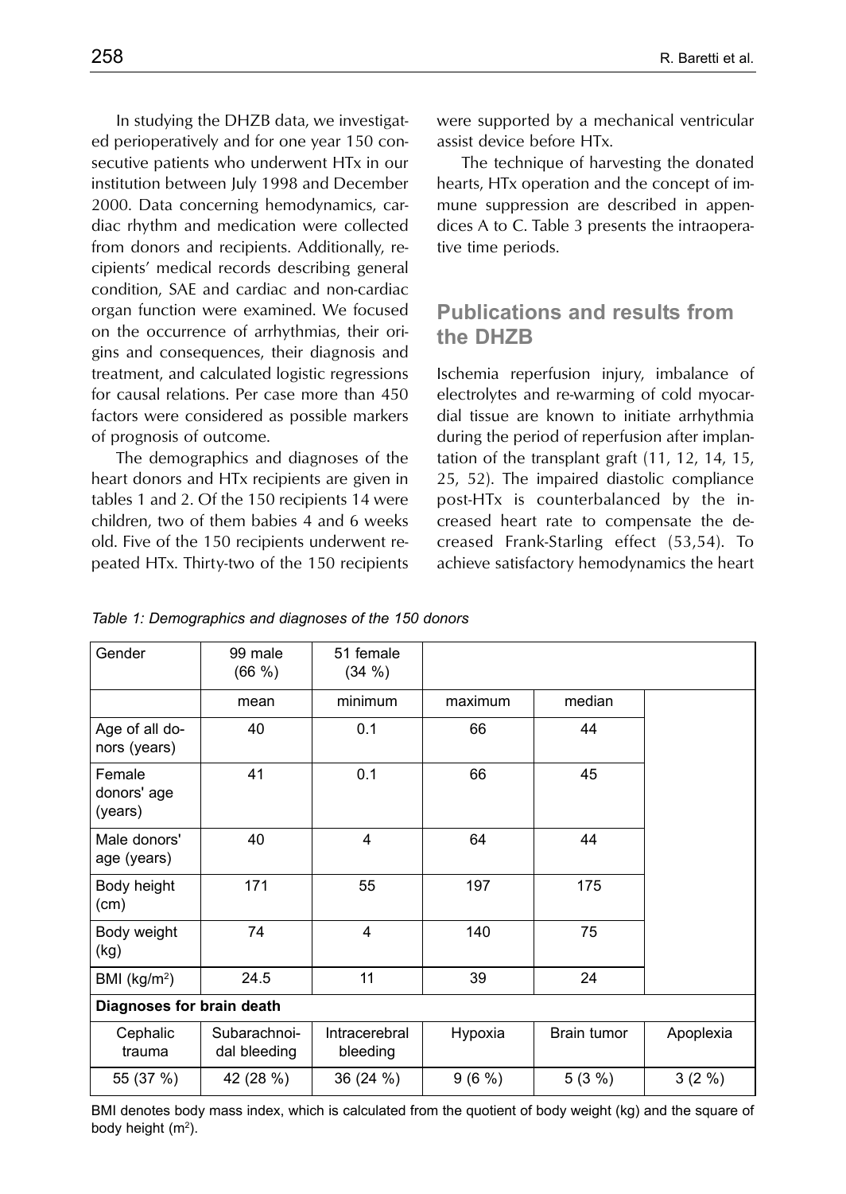In studying the DHZB data, we investigated perioperatively and for one year 150 consecutive patients who underwent HTx in our institution between July 1998 and December 2000. Data concerning hemodynamics, cardiac rhythm and medication were collected from donors and recipients. Additionally, recipients' medical records describing general condition, SAE and cardiac and non-cardiac organ function were examined. We focused on the occurrence of arrhythmias, their origins and consequences, their diagnosis and treatment, and calculated logistic regressions for causal relations. Per case more than 450 factors were considered as possible markers of prognosis of outcome.

The demographics and diagnoses of the heart donors and HTx recipients are given in tables 1 and 2. Of the 150 recipients 14 were children, two of them babies 4 and 6 weeks old. Five of the 150 recipients underwent repeated HTx. Thirty-two of the 150 recipients were supported by a mechanical ventricular assist device before HTx.

The technique of harvesting the donated hearts, HTx operation and the concept of immune suppression are described in appendices A to C. Table 3 presents the intraoperative time periods.

## Publications and results from the DHZB

Ischemia reperfusion injury, imbalance of electrolytes and re-warming of cold myocardial tissue are known to initiate arrhythmia during the period of reperfusion after implantation of the transplant graft (11, 12, 14, 15, 25, 52). The impaired diastolic compliance post-HTx is counterbalanced by the increased heart rate to compensate the decreased Frank-Starling effect (53,54). To achieve satisfactory hemodynamics the heart

*Table 1: Demographics and diagnoses of the 150 donors*

| Gender | 99 male (66 %) | 51 female (34 %) | | | |
|---|---|---|---|---|---|
| | mean | minimum | maximum | median | |
| Age of all donors (years) | 40 | 0.1 | 66 | 44 | |
| Female donors' age (years) | 41 | 0.1 | 66 | 45 | |
| Male donors' age (years) | 40 | 4 | 64 | 44 | |
| Body height (cm) | 171 | 55 | 197 | 175 | |
| Body weight (kg) | 74 | 4 | 140 | 75 | |
| BMI (kg/m$^2$) | 24.5 | 11 | 39 | 24 | |
| **Diagnoses for brain death** | | | | | |
| Cephalic trauma | Subarachnoidal bleeding | Intracerebral bleeding | Hypoxia | Brain tumor | Apoplexia |
| 55 (37 %) | 42 (28 %) | 36 (24 %) | 9 (6 %) | 5 (3 %) | 3 (2 %) |

BMI denotes body mass index, which is calculated from the quotient of body weight (kg) and the square of body height (m$^2$).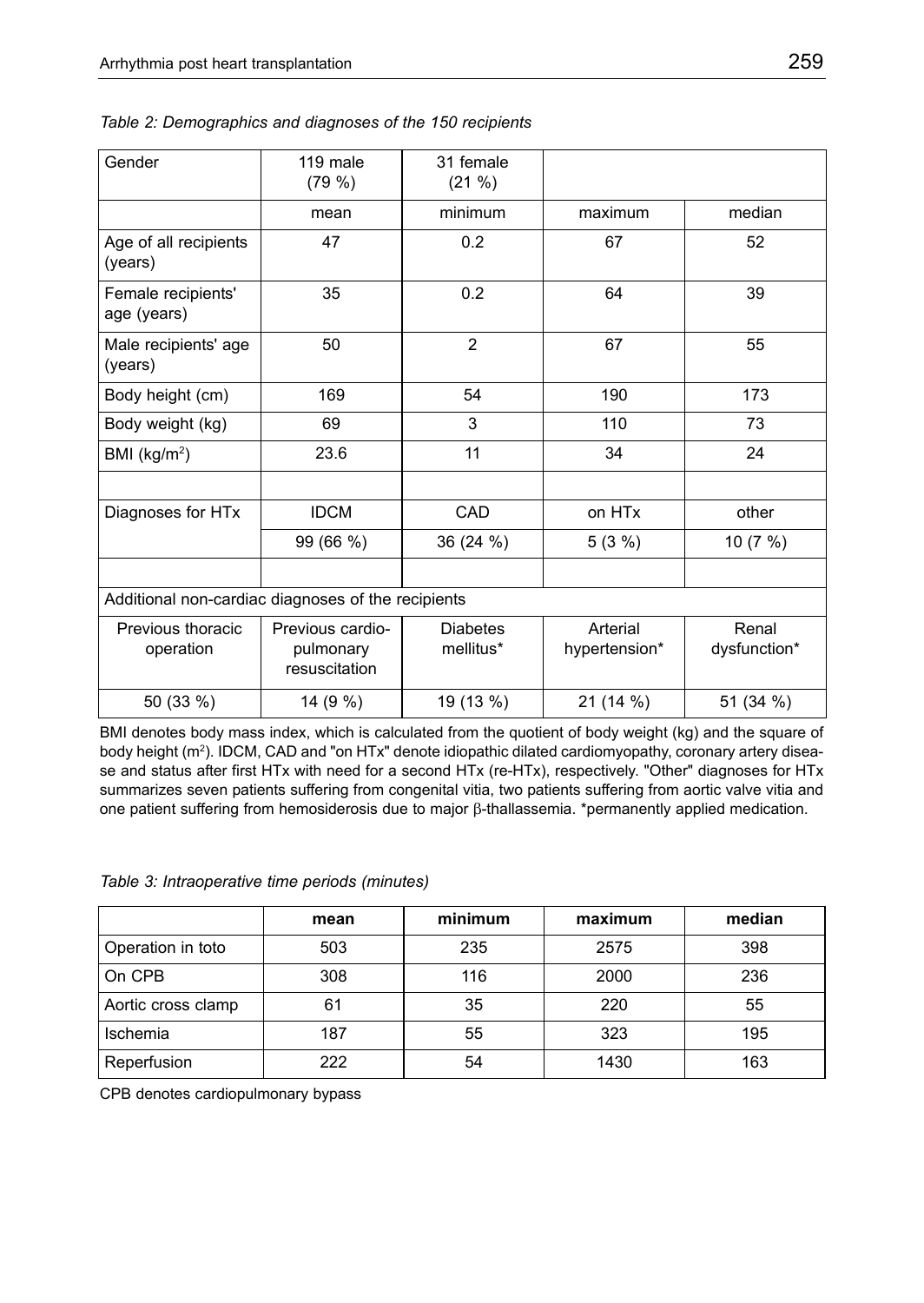*Table 2: Demographics and diagnoses of the 150 recipients*

| | | | | |
|---|---|---|---|---|
| Gender | 119 male (79 %) | 31 female (21 %) | | |
| | mean | minimum | maximum | median |
| Age of all recipients (years) | 47 | 0.2 | 67 | 52 |
| Female recipients' age (years) | 35 | 0.2 | 64 | 39 |
| Male recipients' age (years) | 50 | 2 | 67 | 55 |
| Body height (cm) | 169 | 54 | 190 | 173 |
| Body weight (kg) | 69 | 3 | 110 | 73 |
| BMI (kg/m$^2$) | 23.6 | 11 | 34 | 24 |
| | | | | |
| Diagnoses for HTx | IDCM | CAD | on HTx | other |
| | 99 (66 %) | 36 (24 %) | 5 (3 %) | 10 (7 %) |
| | | | | |
| Additional non-cardiac diagnoses of the recipients | | | | |
| Previous thoracic operation | Previous cardio-pulmonary resuscitation | Diabetes mellitus* | Arterial hypertension* | Renal dysfunction* |
| 50 (33 %) | 14 (9 %) | 19 (13 %) | 21 (14 %) | 51 (34 %) |

BMI denotes body mass index, which is calculated from the quotient of body weight (kg) and the square of body height (m$^2$). IDCM, CAD and "on HTx" denote idiopathic dilated cardiomyopathy, coronary artery disease and status after first HTx with need for a second HTx (re-HTx), respectively. "Other" diagnoses for HTx summarizes seven patients suffering from congenital vitia, two patients suffering from aortic valve vitia and one patient suffering from hemosiderosis due to major β-thallassemia. *permanently applied medication.

*Table 3: Intraoperative time periods (minutes)*

| | mean | minimum | maximum | median |
|---|---|---|---|---|
| Operation in toto | 503 | 235 | 2575 | 398 |
| On CPB | 308 | 116 | 2000 | 236 |
| Aortic cross clamp | 61 | 35 | 220 | 55 |
| Ischemia | 187 | 55 | 323 | 195 |
| Reperfusion | 222 | 54 | 1430 | 163 |

CPB denotes cardiopulmonary bypass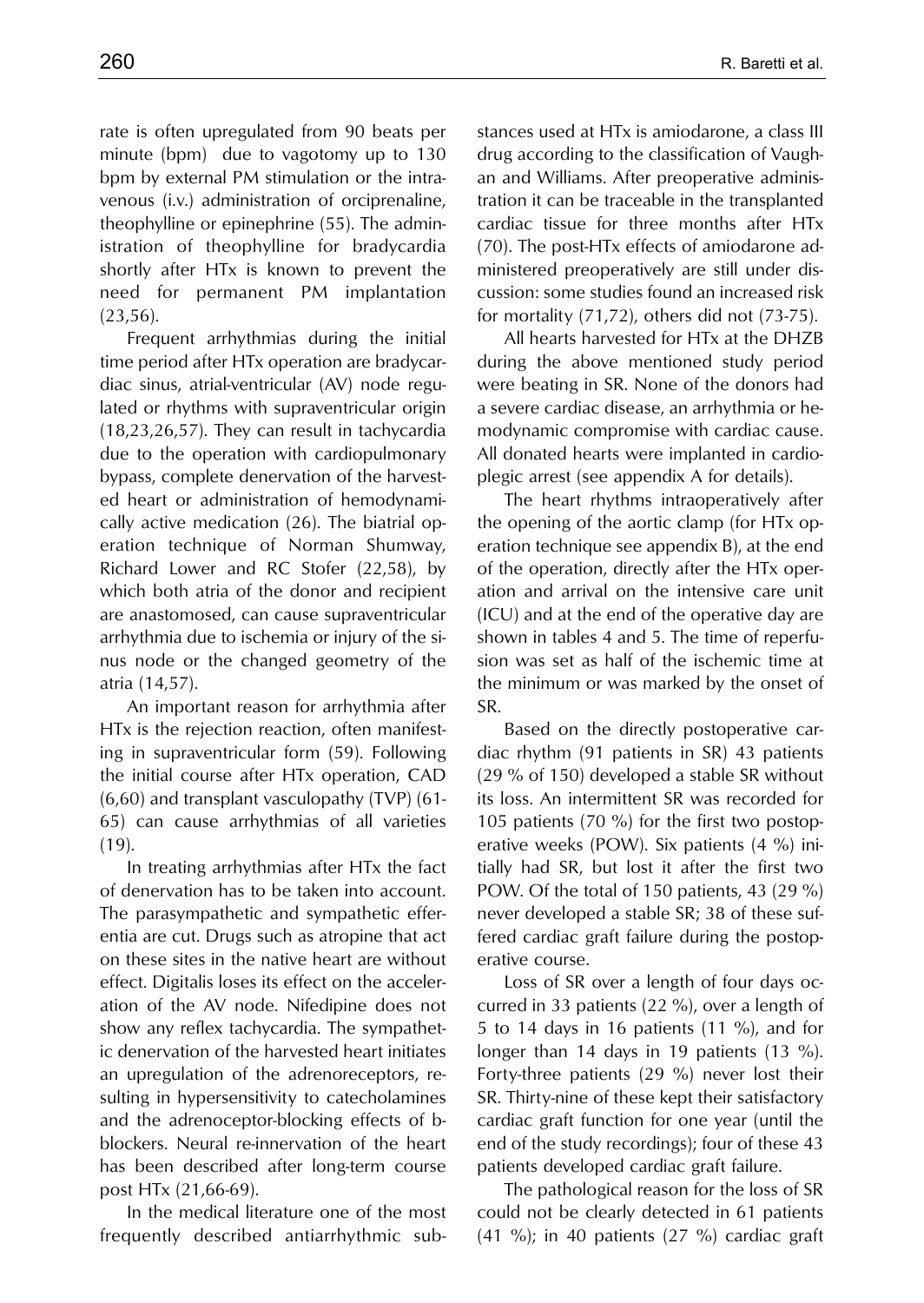rate is often upregulated from 90 beats per minute (bpm) due to vagotomy up to 130 bpm by external PM stimulation or the intravenous (i.v.) administration of orciprenaline, theophylline or epinephrine (55). The administration of theophylline for bradycardia shortly after HTx is known to prevent the need for permanent PM implantation (23,56).

Frequent arrhythmias during the initial time period after HTx operation are bradycardiac sinus, atrial-ventricular (AV) node regulated or rhythms with supraventricular origin (18,23,26,57). They can result in tachycardia due to the operation with cardiopulmonary bypass, complete denervation of the harvested heart or administration of hemodynamically active medication (26). The biatrial operation technique of Norman Shumway, Richard Lower and RC Stofer (22,58), by which both atria of the donor and recipient are anastomosed, can cause supraventricular arrhythmia due to ischemia or injury of the sinus node or the changed geometry of the atria (14,57).

An important reason for arrhythmia after HTx is the rejection reaction, often manifesting in supraventricular form (59). Following the initial course after HTx operation, CAD (6,60) and transplant vasculopathy (TVP) (61-65) can cause arrhythmias of all varieties (19).

In treating arrhythmias after HTx the fact of denervation has to be taken into account. The parasympathetic and sympathetic efferentia are cut. Drugs such as atropine that act on these sites in the native heart are without effect. Digitalis loses its effect on the acceleration of the AV node. Nifedipine does not show any reflex tachycardia. The sympathetic denervation of the harvested heart initiates an upregulation of the adrenoreceptors, resulting in hypersensitivity to catecholamines and the adrenoceptor-blocking effects of b-blockers. Neural re-innervation of the heart has been described after long-term course post HTx (21,66-69).

In the medical literature one of the most frequently described antiarrhythmic substances used at HTx is amiodarone, a class III drug according to the classification of Vaughan and Williams. After preoperative administration it can be traceable in the transplanted cardiac tissue for three months after HTx (70). The post-HTx effects of amiodarone administered preoperatively are still under discussion: some studies found an increased risk for mortality (71,72), others did not (73-75).

All hearts harvested for HTx at the DHZB during the above mentioned study period were beating in SR. None of the donors had a severe cardiac disease, an arrhythmia or hemodynamic compromise with cardiac cause. All donated hearts were implanted in cardioplegic arrest (see appendix A for details).

The heart rhythms intraoperatively after the opening of the aortic clamp (for HTx operation technique see appendix B), at the end of the operation, directly after the HTx operation and arrival on the intensive care unit (ICU) and at the end of the operative day are shown in tables 4 and 5. The time of reperfusion was set as half of the ischemic time at the minimum or was marked by the onset of SR.

Based on the directly postoperative cardiac rhythm (91 patients in SR) 43 patients (29 % of 150) developed a stable SR without its loss. An intermittent SR was recorded for 105 patients (70 %) for the first two postoperative weeks (POW). Six patients (4 %) initially had SR, but lost it after the first two POW. Of the total of 150 patients, 43 (29 %) never developed a stable SR; 38 of these suffered cardiac graft failure during the postoperative course.

Loss of SR over a length of four days occurred in 33 patients (22 %), over a length of 5 to 14 days in 16 patients (11 %), and for longer than 14 days in 19 patients (13 %). Forty-three patients (29 %) never lost their SR. Thirty-nine of these kept their satisfactory cardiac graft function for one year (until the end of the study recordings); four of these 43 patients developed cardiac graft failure.

The pathological reason for the loss of SR could not be clearly detected in 61 patients (41 %); in 40 patients (27 %) cardiac graft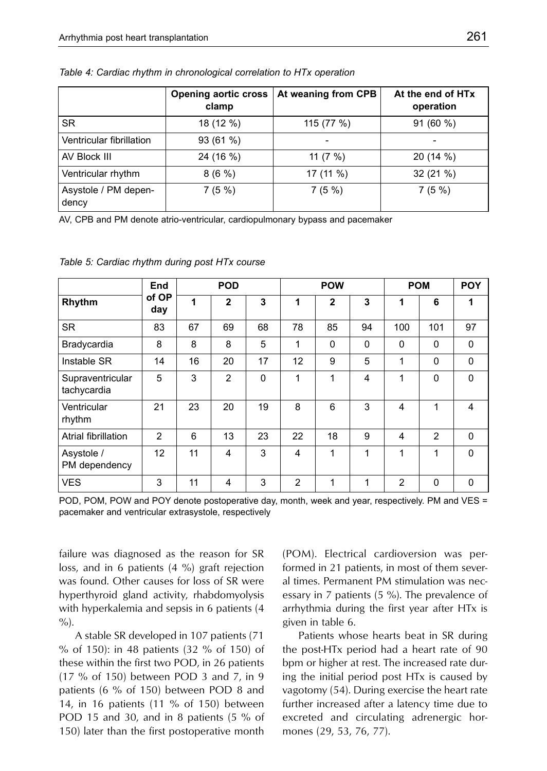*Table 4: Cardiac rhythm in chronological correlation to HTx operation*

| | Opening aortic cross clamp | At weaning from CPB | At the end of HTx operation |
|---|---|---|---|
| SR | 18 (12 %) | 115 (77 %) | 91 (60 %) |
| Ventricular fibrillation | 93 (61 %) | - | - |
| AV Block III | 24 (16 %) | 11 (7 %) | 20 (14 %) |
| Ventricular rhythm | 8 (6 %) | 17 (11 %) | 32 (21 %) |
| Asystole / PM dependency | 7 (5 %) | 7 (5 %) | 7 (5 %) |

AV, CPB and PM denote atrio-ventricular, cardiopulmonary bypass and pacemaker

*Table 5: Cardiac rhythm during post HTx course*

| | End of OP day | POD | | | POW | | | POM | | POY |
|---|---|---|---|---|---|---|---|---|---|---|
| **Rhythm** | | **1** | **2** | **3** | **1** | **2** | **3** | **1** | **6** | **1** |
| SR | 83 | 67 | 69 | 68 | 78 | 85 | 94 | 100 | 101 | 97 |
| Bradycardia | 8 | 8 | 8 | 5 | 1 | 0 | 0 | 0 | 0 | 0 |
| Instable SR | 14 | 16 | 20 | 17 | 12 | 9 | 5 | 1 | 0 | 0 |
| Supraventricular tachycardia | 5 | 3 | 2 | 0 | 1 | 1 | 4 | 1 | 0 | 0 |
| Ventricular rhythm | 21 | 23 | 20 | 19 | 8 | 6 | 3 | 4 | 1 | 4 |
| Atrial fibrillation | 2 | 6 | 13 | 23 | 22 | 18 | 9 | 4 | 2 | 0 |
| Asystole / PM dependency | 12 | 11 | 4 | 3 | 4 | 1 | 1 | 1 | 1 | 0 |
| VES | 3 | 11 | 4 | 3 | 2 | 1 | 1 | 2 | 0 | 0 |

POD, POM, POW and POY denote postoperative day, month, week and year, respectively. PM and VES = pacemaker and ventricular extrasystole, respectively

failure was diagnosed as the reason for SR loss, and in 6 patients (4 %) graft rejection was found. Other causes for loss of SR were hyperthyroid gland activity, rhabdomyolysis with hyperkalemia and sepsis in 6 patients (4 %).

A stable SR developed in 107 patients (71 % of 150): in 48 patients (32 % of 150) of these within the first two POD, in 26 patients (17 % of 150) between POD 3 and 7, in 9 patients (6 % of 150) between POD 8 and 14, in 16 patients (11 % of 150) between POD 15 and 30, and in 8 patients (5 % of 150) later than the first postoperative month (POM). Electrical cardioversion was performed in 21 patients, in most of them several times. Permanent PM stimulation was necessary in 7 patients (5 %). The prevalence of arrhythmia during the first year after HTx is given in table 6.

Patients whose hearts beat in SR during the post-HTx period had a heart rate of 90 bpm or higher at rest. The increased rate during the initial period post HTx is caused by vagotomy (54). During exercise the heart rate further increased after a latency time due to excreted and circulating adrenergic hormones (29, 53, 76, 77).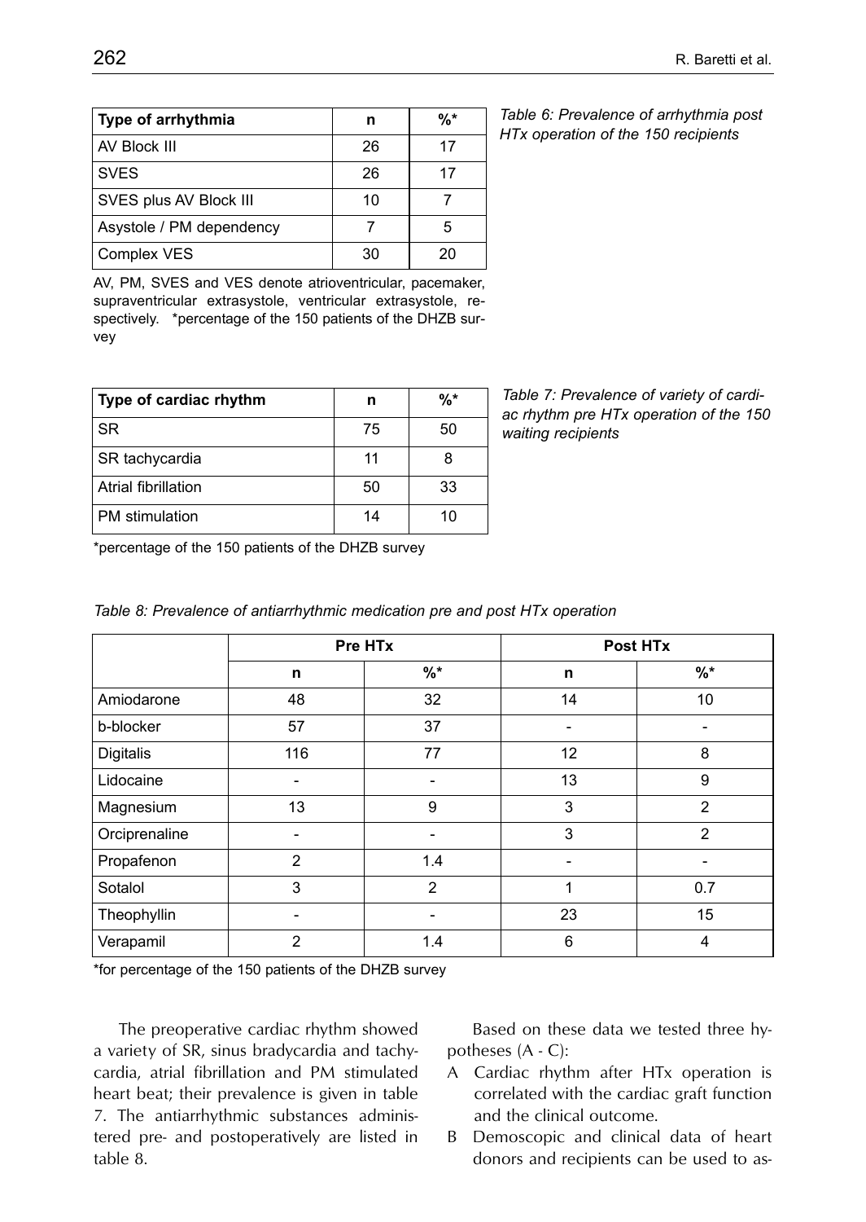| Type of arrhythmia | n | %* |
|---|---|---|
| AV Block III | 26 | 17 |
| SVES | 26 | 17 |
| SVES plus AV Block III | 10 | 7 |
| Asystole / PM dependency | 7 | 5 |
| Complex VES | 30 | 20 |

AV, PM, SVES and VES denote atrioventricular, pacemaker, supraventricular extrasystole, ventricular extrasystole, respectively. *percentage of the 150 patients of the DHZB survey

*Table 6: Prevalence of arrhythmia post HTx operation of the 150 recipients*

| Type of cardiac rhythm | n | %* |
|---|---|---|
| SR | 75 | 50 |
| SR tachycardia | 11 | 8 |
| Atrial fibrillation | 50 | 33 |
| PM stimulation | 14 | 10 |

*percentage of the 150 patients of the DHZB survey

*Table 7: Prevalence of variety of cardiac rhythm pre HTx operation of the 150 waiting recipients*

*Table 8: Prevalence of antiarrhythmic medication pre and post HTx operation*

| | Pre HTx | | Post HTx | |
|---|---|---|---|---|
| | n | %* | n | %* |
| Amiodarone | 48 | 32 | 14 | 10 |
| b-blocker | 57 | 37 | - | - |
| Digitalis | 116 | 77 | 12 | 8 |
| Lidocaine | - | - | 13 | 9 |
| Magnesium | 13 | 9 | 3 | 2 |
| Orciprenaline | - | - | 3 | 2 |
| Propafenon | 2 | 1.4 | - | - |
| Sotalol | 3 | 2 | 1 | 0.7 |
| Theophyllin | - | - | 23 | 15 |
| Verapamil | 2 | 1.4 | 6 | 4 |

*for percentage of the 150 patients of the DHZB survey

The preoperative cardiac rhythm showed a variety of SR, sinus bradycardia and tachycardia, atrial fibrillation and PM stimulated heart beat; their prevalence is given in table 7. The antiarrhythmic substances administered pre- and postoperatively are listed in table 8.

Based on these data we tested three hypotheses (A - C):

A Cardiac rhythm after HTx operation is correlated with the cardiac graft function and the clinical outcome.

B Demoscopic and clinical data of heart donors and recipients can be used to as-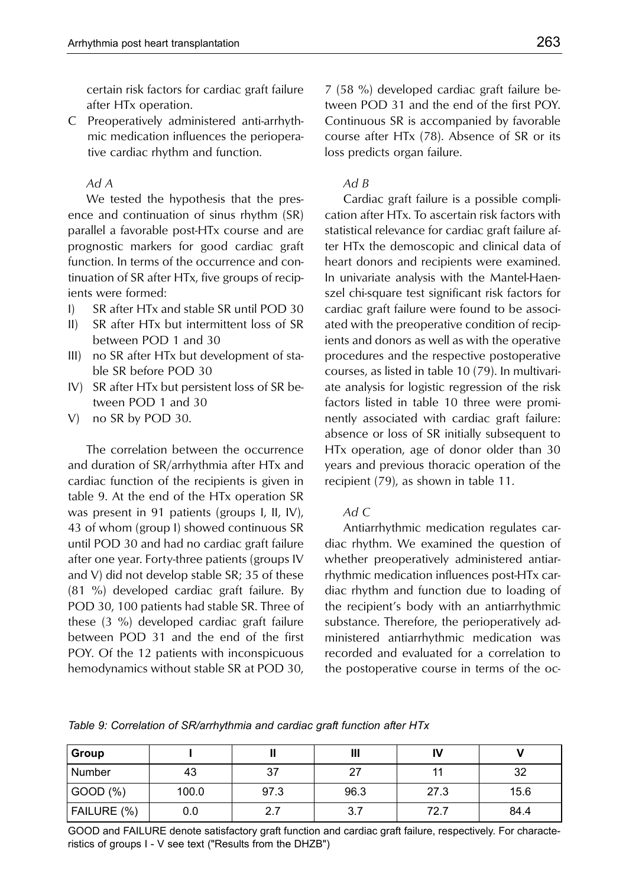certain risk factors for cardiac graft failure after HTx operation.

C Preoperatively administered anti-arrhythmic medication influences the perioperative cardiac rhythm and function.

*Ad A*

We tested the hypothesis that the presence and continuation of sinus rhythm (SR) parallel a favorable post-HTx course and are prognostic markers for good cardiac graft function. In terms of the occurrence and continuation of SR after HTx, five groups of recipients were formed:

I) SR after HTx and stable SR until POD 30

II) SR after HTx but intermittent loss of SR between POD 1 and 30

III) no SR after HTx but development of stable SR before POD 30

IV) SR after HTx but persistent loss of SR between POD 1 and 30

V) no SR by POD 30.

The correlation between the occurrence and duration of SR/arrhythmia after HTx and cardiac function of the recipients is given in table 9. At the end of the HTx operation SR was present in 91 patients (groups I, II, IV), 43 of whom (group I) showed continuous SR until POD 30 and had no cardiac graft failure after one year. Forty-three patients (groups IV and V) did not develop stable SR; 35 of these (81 %) developed cardiac graft failure. By POD 30, 100 patients had stable SR. Three of these (3 %) developed cardiac graft failure between POD 31 and the end of the first POY. Of the 12 patients with inconspicuous hemodynamics without stable SR at POD 30, 7 (58 %) developed cardiac graft failure between POD 31 and the end of the first POY. Continuous SR is accompanied by favorable course after HTx (78). Absence of SR or its loss predicts organ failure.

*Ad B*

Cardiac graft failure is a possible complication after HTx. To ascertain risk factors with statistical relevance for cardiac graft failure after HTx the demoscopic and clinical data of heart donors and recipients were examined. In univariate analysis with the Mantel-Haenszel chi-square test significant risk factors for cardiac graft failure were found to be associated with the preoperative condition of recipients and donors as well as with the operative procedures and the respective postoperative courses, as listed in table 10 (79). In multivariate analysis for logistic regression of the risk factors listed in table 10 three were prominently associated with cardiac graft failure: absence or loss of SR initially subsequent to HTx operation, age of donor older than 30 years and previous thoracic operation of the recipient (79), as shown in table 11.

*Ad C*

Antiarrhythmic medication regulates cardiac rhythm. We examined the question of whether preoperatively administered antiarrhythmic medication influences post-HTx cardiac rhythm and function due to loading of the recipient's body with an antiarrhythmic substance. Therefore, the perioperatively administered antiarrhythmic medication was recorded and evaluated for a correlation to the postoperative course in terms of the oc-

*Table 9: Correlation of SR/arrhythmia and cardiac graft function after HTx*

| Group | I | II | III | IV | V |
|---|---|---|---|---|---|
| Number | 43 | 37 | 27 | 11 | 32 |
| GOOD (%) | 100.0 | 97.3 | 96.3 | 27.3 | 15.6 |
| FAILURE (%) | 0.0 | 2.7 | 3.7 | 72.7 | 84.4 |

GOOD and FAILURE denote satisfactory graft function and cardiac graft failure, respectively. For characteristics of groups I - V see text ("Results from the DHZB")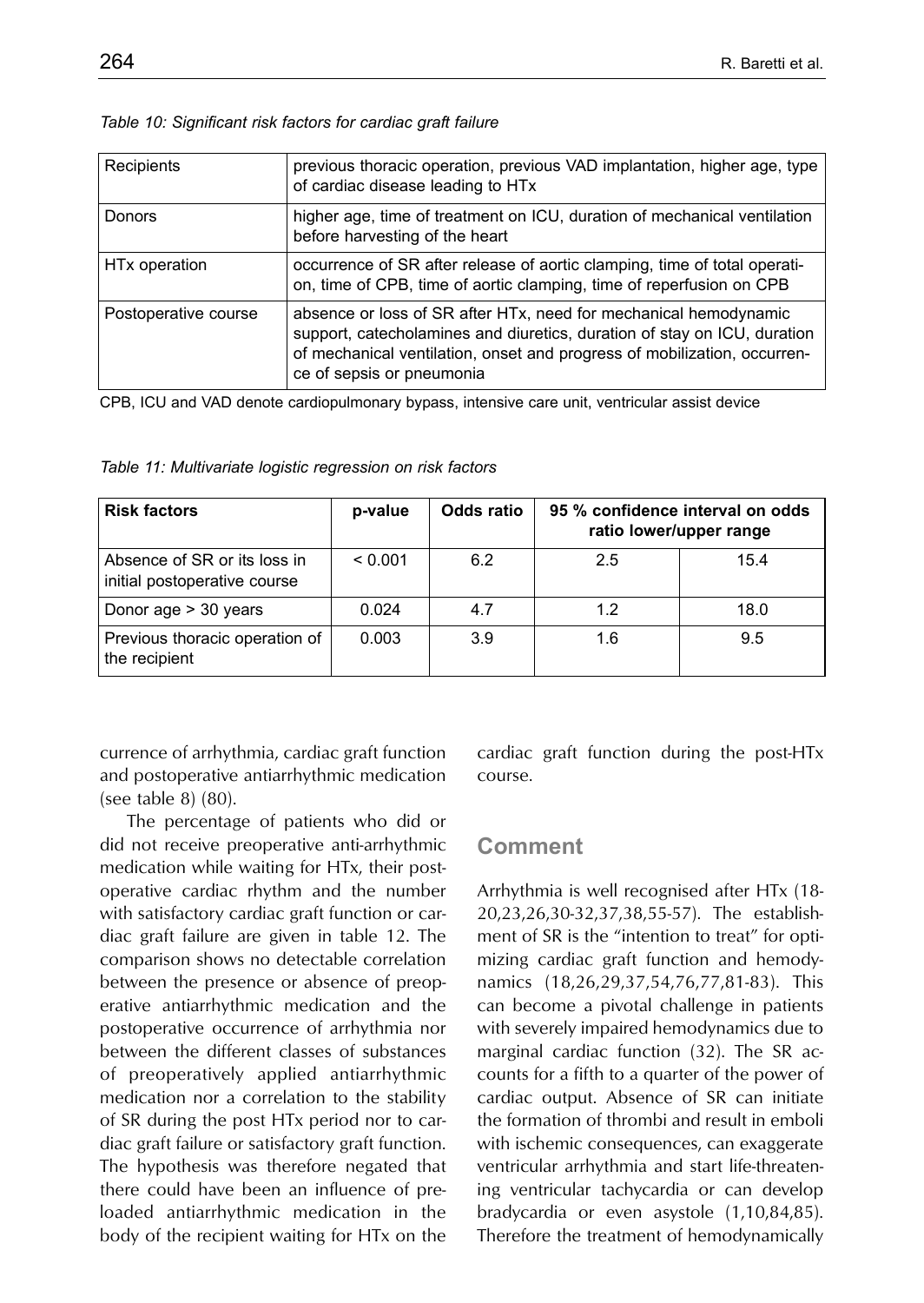*Table 10: Significant risk factors for cardiac graft failure*

| | |
|---|---|
| Recipients | previous thoracic operation, previous VAD implantation, higher age, type of cardiac disease leading to HTx |
| Donors | higher age, time of treatment on ICU, duration of mechanical ventilation before harvesting of the heart |
| HTx operation | occurrence of SR after release of aortic clamping, time of total operation, time of CPB, time of aortic clamping, time of reperfusion on CPB |
| Postoperative course | absence or loss of SR after HTx, need for mechanical hemodynamic support, catecholamines and diuretics, duration of stay on ICU, duration of mechanical ventilation, onset and progress of mobilization, occurrence of sepsis or pneumonia |

CPB, ICU and VAD denote cardiopulmonary bypass, intensive care unit, ventricular assist device

*Table 11: Multivariate logistic regression on risk factors*

| **Risk factors** | **p-value** | **Odds ratio** | **95 % confidence interval on odds ratio lower/upper range** | |
|---|---|---|---|---|
| Absence of SR or its loss in initial postoperative course | < 0.001 | 6.2 | 2.5 | 15.4 |
| Donor age > 30 years | 0.024 | 4.7 | 1.2 | 18.0 |
| Previous thoracic operation of the recipient | 0.003 | 3.9 | 1.6 | 9.5 |

currence of arrhythmia, cardiac graft function and postoperative antiarrhythmic medication (see table 8) (80).

The percentage of patients who did or did not receive preoperative anti-arrhythmic medication while waiting for HTx, their postoperative cardiac rhythm and the number with satisfactory cardiac graft function or cardiac graft failure are given in table 12. The comparison shows no detectable correlation between the presence or absence of preoperative antiarrhythmic medication and the postoperative occurrence of arrhythmia nor between the different classes of substances of preoperatively applied antiarrhythmic medication nor a correlation to the stability of SR during the post HTx period nor to cardiac graft failure or satisfactory graft function. The hypothesis was therefore negated that there could have been an influence of preloaded antiarrhythmic medication in the body of the recipient waiting for HTx on the cardiac graft function during the post-HTx course.

## Comment

Arrhythmia is well recognised after HTx (18-20,23,26,30-32,37,38,55-57). The establishment of SR is the "intention to treat" for optimizing cardiac graft function and hemodynamics (18,26,29,37,54,76,77,81-83). This can become a pivotal challenge in patients with severely impaired hemodynamics due to marginal cardiac function (32). The SR accounts for a fifth to a quarter of the power of cardiac output. Absence of SR can initiate the formation of thrombi and result in emboli with ischemic consequences, can exaggerate ventricular arrhythmia and start life-threatening ventricular tachycardia or can develop bradycardia or even asystole (1,10,84,85). Therefore the treatment of hemodynamically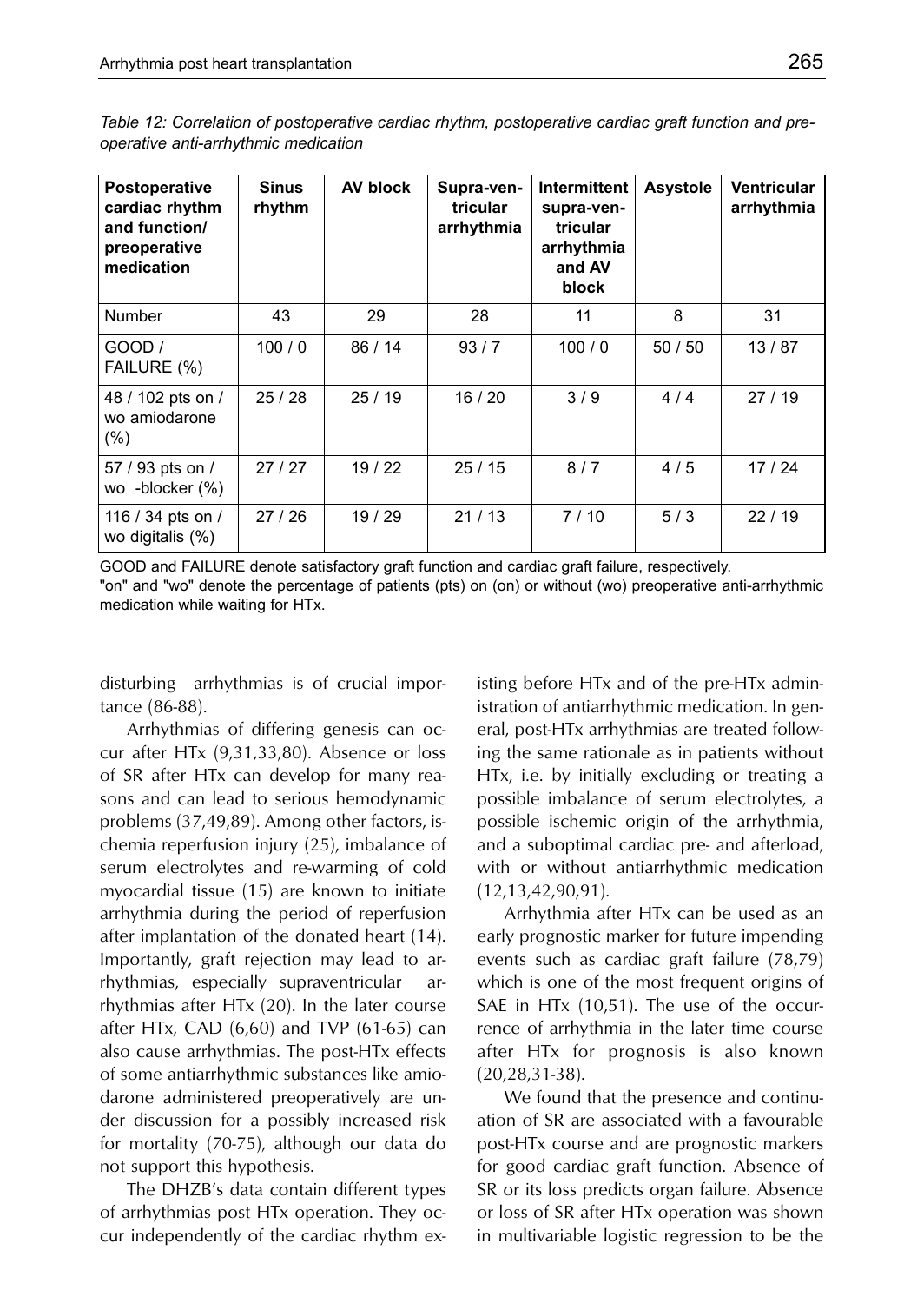*Table 12: Correlation of postoperative cardiac rhythm, postoperative cardiac graft function and preoperative anti-arrhythmic medication*

| Postoperative cardiac rhythm and function/ preoperative medication | Sinus rhythm | AV block | Supra-ventricular arrhythmia | Intermittent supra-ventricular arrhythmia and AV block | Asystole | Ventricular arrhythmia |
|---|---|---|---|---|---|---|
| Number | 43 | 29 | 28 | 11 | 8 | 31 |
| GOOD / FAILURE (%) | 100 / 0 | 86 / 14 | 93 / 7 | 100 / 0 | 50 / 50 | 13 / 87 |
| 48 / 102 pts on / wo amiodarone (%) | 25 / 28 | 25 / 19 | 16 / 20 | 3 / 9 | 4 / 4 | 27 / 19 |
| 57 / 93 pts on / wo -blocker (%) | 27 / 27 | 19 / 22 | 25 / 15 | 8 / 7 | 4 / 5 | 17 / 24 |
| 116 / 34 pts on / wo digitalis (%) | 27 / 26 | 19 / 29 | 21 / 13 | 7 / 10 | 5 / 3 | 22 / 19 |

GOOD and FAILURE denote satisfactory graft function and cardiac graft failure, respectively.
"on" and "wo" denote the percentage of patients (pts) on (on) or without (wo) preoperative anti-arrhythmic medication while waiting for HTx.

disturbing arrhythmias is of crucial importance (86-88).

Arrhythmias of differing genesis can occur after HTx (9,31,33,80). Absence or loss of SR after HTx can develop for many reasons and can lead to serious hemodynamic problems (37,49,89). Among other factors, ischemia reperfusion injury (25), imbalance of serum electrolytes and re-warming of cold myocardial tissue (15) are known to initiate arrhythmia during the period of reperfusion after implantation of the donated heart (14). Importantly, graft rejection may lead to arrhythmias, especially supraventricular arrhythmias after HTx (20). In the later course after HTx, CAD (6,60) and TVP (61-65) can also cause arrhythmias. The post-HTx effects of some antiarrhythmic substances like amiodarone administered preoperatively are under discussion for a possibly increased risk for mortality (70-75), although our data do not support this hypothesis.

The DHZB's data contain different types of arrhythmias post HTx operation. They occur independently of the cardiac rhythm existing before HTx and of the pre-HTx administration of antiarrhythmic medication. In general, post-HTx arrhythmias are treated following the same rationale as in patients without HTx, i.e. by initially excluding or treating a possible imbalance of serum electrolytes, a possible ischemic origin of the arrhythmia, and a suboptimal cardiac pre- and afterload, with or without antiarrhythmic medication (12,13,42,90,91).

Arrhythmia after HTx can be used as an early prognostic marker for future impending events such as cardiac graft failure (78,79) which is one of the most frequent origins of SAE in HTx (10,51). The use of the occurrence of arrhythmia in the later time course after HTx for prognosis is also known (20,28,31-38).

We found that the presence and continuation of SR are associated with a favourable post-HTx course and are prognostic markers for good cardiac graft function. Absence of SR or its loss predicts organ failure. Absence or loss of SR after HTx operation was shown in multivariable logistic regression to be the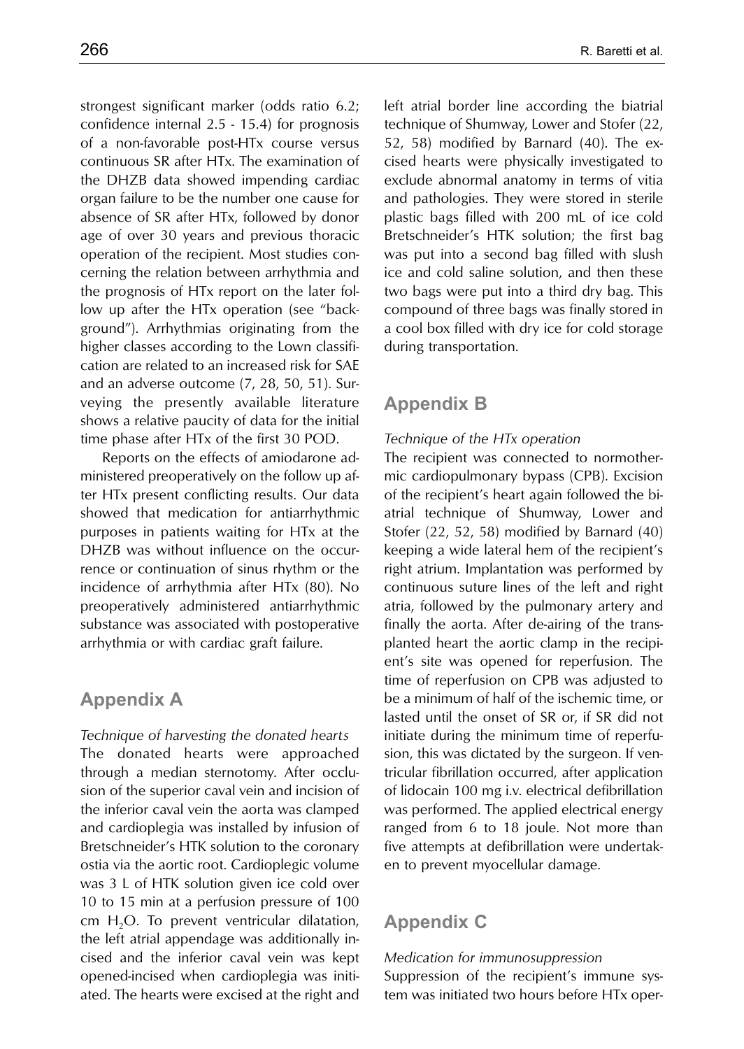strongest significant marker (odds ratio 6.2; confidence internal 2.5 - 15.4) for prognosis of a non-favorable post-HTx course versus continuous SR after HTx. The examination of the DHZB data showed impending cardiac organ failure to be the number one cause for absence of SR after HTx, followed by donor age of over 30 years and previous thoracic operation of the recipient. Most studies concerning the relation between arrhythmia and the prognosis of HTx report on the later follow up after the HTx operation (see "background"). Arrhythmias originating from the higher classes according to the Lown classification are related to an increased risk for SAE and an adverse outcome (7, 28, 50, 51). Surveying the presently available literature shows a relative paucity of data for the initial time phase after HTx of the first 30 POD.

Reports on the effects of amiodarone administered preoperatively on the follow up after HTx present conflicting results. Our data showed that medication for antiarrhythmic purposes in patients waiting for HTx at the DHZB was without influence on the occurrence or continuation of sinus rhythm or the incidence of arrhythmia after HTx (80). No preoperatively administered antiarrhythmic substance was associated with postoperative arrhythmia or with cardiac graft failure.

## Appendix A

*Technique of harvesting the donated hearts*

The donated hearts were approached through a median sternotomy. After occlusion of the superior caval vein and incision of the inferior caval vein the aorta was clamped and cardioplegia was installed by infusion of Bretschneider's HTK solution to the coronary ostia via the aortic root. Cardioplegic volume was 3 L of HTK solution given ice cold over 10 to 15 min at a perfusion pressure of 100 cm $H_2O$. To prevent ventricular dilatation, the left atrial appendage was additionally incised and the inferior caval vein was kept opened-incised when cardioplegia was initiated. The hearts were excised at the right and left atrial border line according the biatrial technique of Shumway, Lower and Stofer (22, 52, 58) modified by Barnard (40). The excised hearts were physically investigated to exclude abnormal anatomy in terms of vitia and pathologies. They were stored in sterile plastic bags filled with 200 mL of ice cold Bretschneider's HTK solution; the first bag was put into a second bag filled with slush ice and cold saline solution, and then these two bags were put into a third dry bag. This compound of three bags was finally stored in a cool box filled with dry ice for cold storage during transportation.

## Appendix B

*Technique of the HTx operation*

The recipient was connected to normothermic cardiopulmonary bypass (CPB). Excision of the recipient's heart again followed the biatrial technique of Shumway, Lower and Stofer (22, 52, 58) modified by Barnard (40) keeping a wide lateral hem of the recipient's right atrium. Implantation was performed by continuous suture lines of the left and right atria, followed by the pulmonary artery and finally the aorta. After de-airing of the transplanted heart the aortic clamp in the recipient's site was opened for reperfusion. The time of reperfusion on CPB was adjusted to be a minimum of half of the ischemic time, or lasted until the onset of SR or, if SR did not initiate during the minimum time of reperfusion, this was dictated by the surgeon. If ventricular fibrillation occurred, after application of lidocain 100 mg i.v. electrical defibrillation was performed. The applied electrical energy ranged from 6 to 18 joule. Not more than five attempts at defibrillation were undertaken to prevent myocellular damage.

## Appendix C

*Medication for immunosuppression*

Suppression of the recipient's immune system was initiated two hours before HTx oper-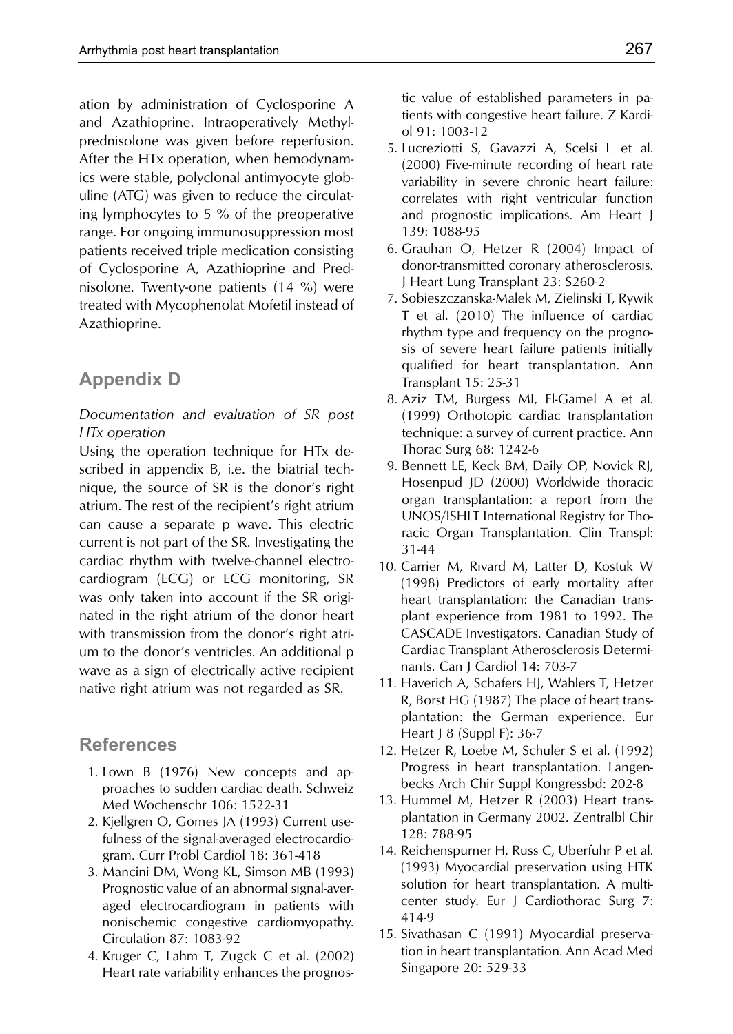ation by administration of Cyclosporine A and Azathioprine. Intraoperatively Methylprednisolone was given before reperfusion. After the HTx operation, when hemodynamics were stable, polyclonal antimyocyte globuline (ATG) was given to reduce the circulating lymphocytes to 5 % of the preoperative range. For ongoing immunosuppression most patients received triple medication consisting of Cyclosporine A, Azathioprine and Prednisolone. Twenty-one patients (14 %) were treated with Mycophenolat Mofetil instead of Azathioprine.

## Appendix D

*Documentation and evaluation of SR post HTx operation*

Using the operation technique for HTx described in appendix B, i.e. the biatrial technique, the source of SR is the donor's right atrium. The rest of the recipient's right atrium can cause a separate p wave. This electric current is not part of the SR. Investigating the cardiac rhythm with twelve-channel electrocardiogram (ECG) or ECG monitoring, SR was only taken into account if the SR originated in the right atrium of the donor heart with transmission from the donor's right atrium to the donor's ventricles. An additional p wave as a sign of electrically active recipient native right atrium was not regarded as SR.

## References

1. Lown B (1976) New concepts and approaches to sudden cardiac death. Schweiz Med Wochenschr 106: 1522-31
2. Kjellgren O, Gomes JA (1993) Current usefulness of the signal-averaged electrocardiogram. Curr Probl Cardiol 18: 361-418
3. Mancini DM, Wong KL, Simson MB (1993) Prognostic value of an abnormal signal-averaged electrocardiogram in patients with nonischemic congestive cardiomyopathy. Circulation 87: 1083-92
4. Kruger C, Lahm T, Zugck C et al. (2002) Heart rate variability enhances the prognostic value of established parameters in patients with congestive heart failure. Z Kardiol 91: 1003-12
5. Lucreziotti S, Gavazzi A, Scelsi L et al. (2000) Five-minute recording of heart rate variability in severe chronic heart failure: correlates with right ventricular function and prognostic implications. Am Heart J 139: 1088-95
6. Grauhan O, Hetzer R (2004) Impact of donor-transmitted coronary atherosclerosis. J Heart Lung Transplant 23: S260-2
7. Sobieszczanska-Malek M, Zielinski T, Rywik T et al. (2010) The influence of cardiac rhythm type and frequency on the prognosis of severe heart failure patients initially qualified for heart transplantation. Ann Transplant 15: 25-31
8. Aziz TM, Burgess MI, El-Gamel A et al. (1999) Orthotopic cardiac transplantation technique: a survey of current practice. Ann Thorac Surg 68: 1242-6
9. Bennett LE, Keck BM, Daily OP, Novick RJ, Hosenpud JD (2000) Worldwide thoracic organ transplantation: a report from the UNOS/ISHLT International Registry for Thoracic Organ Transplantation. Clin Transpl: 31-44
10. Carrier M, Rivard M, Latter D, Kostuk W (1998) Predictors of early mortality after heart transplantation: the Canadian transplant experience from 1981 to 1992. The CASCADE Investigators. Canadian Study of Cardiac Transplant Atherosclerosis Determinants. Can J Cardiol 14: 703-7
11. Haverich A, Schafers HJ, Wahlers T, Hetzer R, Borst HG (1987) The place of heart transplantation: the German experience. Eur Heart J 8 (Suppl F): 36-7
12. Hetzer R, Loebe M, Schuler S et al. (1992) Progress in heart transplantation. Langenbecks Arch Chir Suppl Kongressbd: 202-8
13. Hummel M, Hetzer R (2003) Heart transplantation in Germany 2002. Zentralbl Chir 128: 788-95
14. Reichenspurner H, Russ C, Uberfuhr P et al. (1993) Myocardial preservation using HTK solution for heart transplantation. A multicenter study. Eur J Cardiothorac Surg 7: 414-9
15. Sivathasan C (1991) Myocardial preservation in heart transplantation. Ann Acad Med Singapore 20: 529-33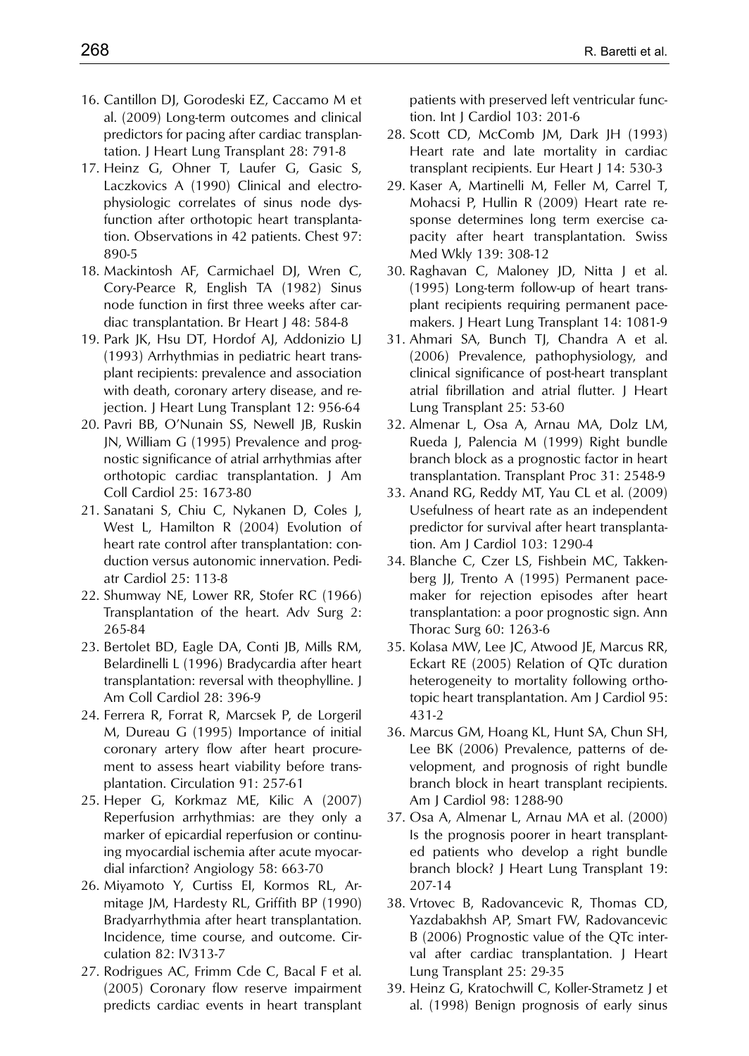16. Cantillon DJ, Gorodeski EZ, Caccamo M et al. (2009) Long-term outcomes and clinical predictors for pacing after cardiac transplantation. J Heart Lung Transplant 28: 791-8
17. Heinz G, Ohner T, Laufer G, Gasic S, Laczkovics A (1990) Clinical and electrophysiologic correlates of sinus node dysfunction after orthotopic heart transplantation. Observations in 42 patients. Chest 97: 890-5
18. Mackintosh AF, Carmichael DJ, Wren C, Cory-Pearce R, English TA (1982) Sinus node function in first three weeks after cardiac transplantation. Br Heart J 48: 584-8
19. Park JK, Hsu DT, Hordof AJ, Addonizio LJ (1993) Arrhythmias in pediatric heart transplant recipients: prevalence and association with death, coronary artery disease, and rejection. J Heart Lung Transplant 12: 956-64
20. Pavri BB, O'Nunain SS, Newell JB, Ruskin JN, William G (1995) Prevalence and prognostic significance of atrial arrhythmias after orthotopic cardiac transplantation. J Am Coll Cardiol 25: 1673-80
21. Sanatani S, Chiu C, Nykanen D, Coles J, West L, Hamilton R (2004) Evolution of heart rate control after transplantation: conduction versus autonomic innervation. Pediatr Cardiol 25: 113-8
22. Shumway NE, Lower RR, Stofer RC (1966) Transplantation of the heart. Adv Surg 2: 265-84
23. Bertolet BD, Eagle DA, Conti JB, Mills RM, Belardinelli L (1996) Bradycardia after heart transplantation: reversal with theophylline. J Am Coll Cardiol 28: 396-9
24. Ferrera R, Forrat R, Marcsek P, de Lorgeril M, Dureau G (1995) Importance of initial coronary artery flow after heart procurement to assess heart viability before transplantation. Circulation 91: 257-61
25. Heper G, Korkmaz ME, Kilic A (2007) Reperfusion arrhythmias: are they only a marker of epicardial reperfusion or continuing myocardial ischemia after acute myocardial infarction? Angiology 58: 663-70
26. Miyamoto Y, Curtiss EI, Kormos RL, Armitage JM, Hardesty RL, Griffith BP (1990) Bradyarrhythmia after heart transplantation. Incidence, time course, and outcome. Circulation 82: IV313-7
27. Rodrigues AC, Frimm Cde C, Bacal F et al. (2005) Coronary flow reserve impairment predicts cardiac events in heart transplant patients with preserved left ventricular function. Int J Cardiol 103: 201-6
28. Scott CD, McComb JM, Dark JH (1993) Heart rate and late mortality in cardiac transplant recipients. Eur Heart J 14: 530-3
29. Kaser A, Martinelli M, Feller M, Carrel T, Mohacsi P, Hullin R (2009) Heart rate response determines long term exercise capacity after heart transplantation. Swiss Med Wkly 139: 308-12
30. Raghavan C, Maloney JD, Nitta J et al. (1995) Long-term follow-up of heart transplant recipients requiring permanent pacemakers. J Heart Lung Transplant 14: 1081-9
31. Ahmari SA, Bunch TJ, Chandra A et al. (2006) Prevalence, pathophysiology, and clinical significance of post-heart transplant atrial fibrillation and atrial flutter. J Heart Lung Transplant 25: 53-60
32. Almenar L, Osa A, Arnau MA, Dolz LM, Rueda J, Palencia M (1999) Right bundle branch block as a prognostic factor in heart transplantation. Transplant Proc 31: 2548-9
33. Anand RG, Reddy MT, Yau CL et al. (2009) Usefulness of heart rate as an independent predictor for survival after heart transplantation. Am J Cardiol 103: 1290-4
34. Blanche C, Czer LS, Fishbein MC, Takkenberg JJ, Trento A (1995) Permanent pacemaker for rejection episodes after heart transplantation: a poor prognostic sign. Ann Thorac Surg 60: 1263-6
35. Kolasa MW, Lee JC, Atwood JE, Marcus RR, Eckart RE (2005) Relation of QTc duration heterogeneity to mortality following orthotopic heart transplantation. Am J Cardiol 95: 431-2
36. Marcus GM, Hoang KL, Hunt SA, Chun SH, Lee BK (2006) Prevalence, patterns of development, and prognosis of right bundle branch block in heart transplant recipients. Am J Cardiol 98: 1288-90
37. Osa A, Almenar L, Arnau MA et al. (2000) Is the prognosis poorer in heart transplanted patients who develop a right bundle branch block? J Heart Lung Transplant 19: 207-14
38. Vrtovec B, Radovancevic R, Thomas CD, Yazdabakhsh AP, Smart FW, Radovancevic B (2006) Prognostic value of the QTc interval after cardiac transplantation. J Heart Lung Transplant 25: 29-35
39. Heinz G, Kratochwill C, Koller-Strametz J et al. (1998) Benign prognosis of early sinus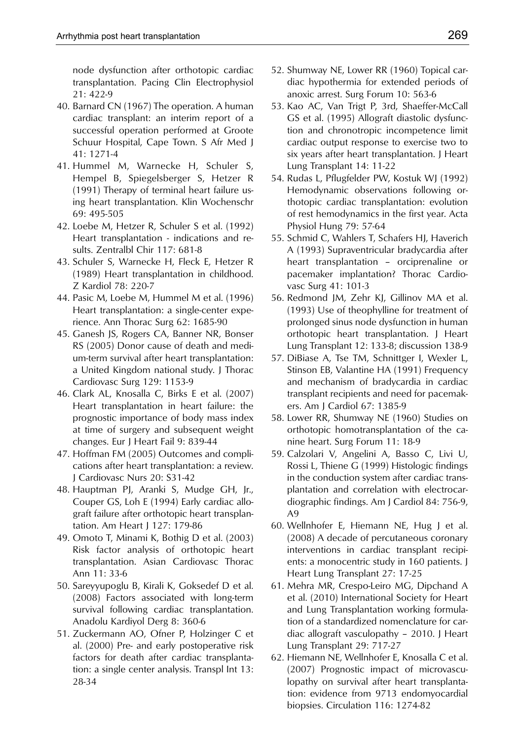node dysfunction after orthotopic cardiac transplantation. Pacing Clin Electrophysiol 21: 422-9

40. Barnard CN (1967) The operation. A human cardiac transplant: an interim report of a successful operation performed at Groote Schuur Hospital, Cape Town. S Afr Med J 41: 1271-4
41. Hummel M, Warnecke H, Schuler S, Hempel B, Spiegelsberger S, Hetzer R (1991) Therapy of terminal heart failure using heart transplantation. Klin Wochenschr 69: 495-505
42. Loebe M, Hetzer R, Schuler S et al. (1992) Heart transplantation - indications and results. Zentralbl Chir 117: 681-8
43. Schuler S, Warnecke H, Fleck E, Hetzer R (1989) Heart transplantation in childhood. Z Kardiol 78: 220-7
44. Pasic M, Loebe M, Hummel M et al. (1996) Heart transplantation: a single-center experience. Ann Thorac Surg 62: 1685-90
45. Ganesh JS, Rogers CA, Banner NR, Bonser RS (2005) Donor cause of death and medium-term survival after heart transplantation: a United Kingdom national study. J Thorac Cardiovasc Surg 129: 1153-9
46. Clark AL, Knosalla C, Birks E et al. (2007) Heart transplantation in heart failure: the prognostic importance of body mass index at time of surgery and subsequent weight changes. Eur J Heart Fail 9: 839-44
47. Hoffman FM (2005) Outcomes and complications after heart transplantation: a review. J Cardiovasc Nurs 20: S31-42
48. Hauptman PJ, Aranki S, Mudge GH, Jr., Couper GS, Loh E (1994) Early cardiac allograft failure after orthotopic heart transplantation. Am Heart J 127: 179-86
49. Omoto T, Minami K, Bothig D et al. (2003) Risk factor analysis of orthotopic heart transplantation. Asian Cardiovasc Thorac Ann 11: 33-6
50. Sareyyupoglu B, Kirali K, Goksedef D et al. (2008) Factors associated with long-term survival following cardiac transplantation. Anadolu Kardiyol Derg 8: 360-6
51. Zuckermann AO, Ofner P, Holzinger C et al. (2000) Pre- and early postoperative risk factors for death after cardiac transplantation: a single center analysis. Transpl Int 13: 28-34
52. Shumway NE, Lower RR (1960) Topical cardiac hypothermia for extended periods of anoxic arrest. Surg Forum 10: 563-6
53. Kao AC, Van Trigt P, 3rd, Shaeffer-McCall GS et al. (1995) Allograft diastolic dysfunction and chronotropic incompetence limit cardiac output response to exercise two to six years after heart transplantation. J Heart Lung Transplant 14: 11-22
54. Rudas L, Pflugfelder PW, Kostuk WJ (1992) Hemodynamic observations following orthotopic cardiac transplantation: evolution of rest hemodynamics in the first year. Acta Physiol Hung 79: 57-64
55. Schmid C, Wahlers T, Schafers HJ, Haverich A (1993) Supraventricular bradycardia after heart transplantation – orciprenaline or pacemaker implantation? Thorac Cardiovasc Surg 41: 101-3
56. Redmond JM, Zehr KJ, Gillinov MA et al. (1993) Use of theophylline for treatment of prolonged sinus node dysfunction in human orthotopic heart transplantation. J Heart Lung Transplant 12: 133-8; discussion 138-9
57. DiBiase A, Tse TM, Schnittger I, Wexler L, Stinson EB, Valantine HA (1991) Frequency and mechanism of bradycardia in cardiac transplant recipients and need for pacemakers. Am J Cardiol 67: 1385-9
58. Lower RR, Shumway NE (1960) Studies on orthotopic homotransplantation of the canine heart. Surg Forum 11: 18-9
59. Calzolari V, Angelini A, Basso C, Livi U, Rossi L, Thiene G (1999) Histologic findings in the conduction system after cardiac transplantation and correlation with electrocardiographic findings. Am J Cardiol 84: 756-9, A9
60. Wellnhofer E, Hiemann NE, Hug J et al. (2008) A decade of percutaneous coronary interventions in cardiac transplant recipients: a monocentric study in 160 patients. J Heart Lung Transplant 27: 17-25
61. Mehra MR, Crespo-Leiro MG, Dipchand A et al. (2010) International Society for Heart and Lung Transplantation working formulation of a standardized nomenclature for cardiac allograft vasculopathy – 2010. J Heart Lung Transplant 29: 717-27
62. Hiemann NE, Wellnhofer E, Knosalla C et al. (2007) Prognostic impact of microvasculopathy on survival after heart transplantation: evidence from 9713 endomyocardial biopsies. Circulation 116: 1274-82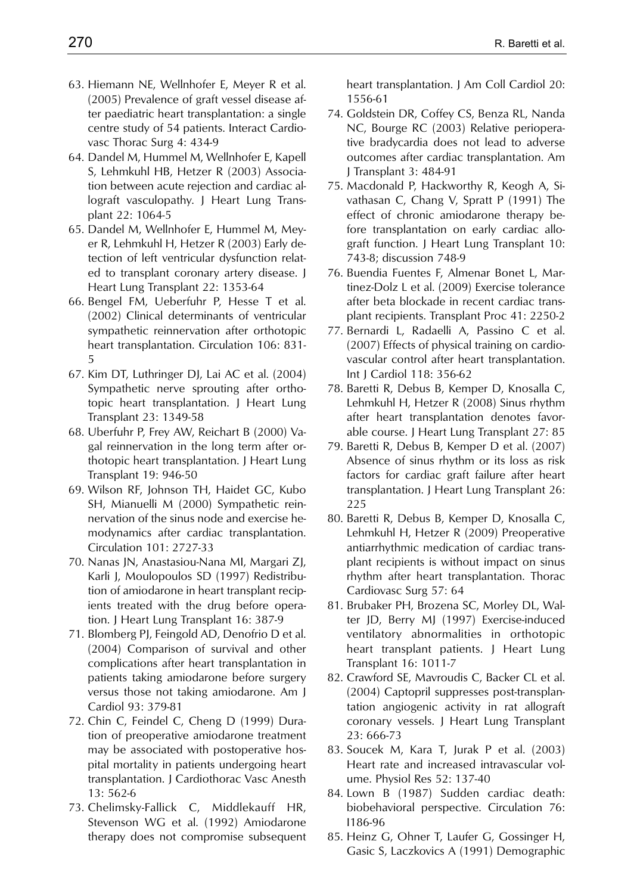63. Hiemann NE, Wellnhofer E, Meyer R et al. (2005) Prevalence of graft vessel disease after paediatric heart transplantation: a single centre study of 54 patients. Interact Cardiovasc Thorac Surg 4: 434-9
64. Dandel M, Hummel M, Wellnhofer E, Kapell S, Lehmkuhl HB, Hetzer R (2003) Association between acute rejection and cardiac allograft vasculopathy. J Heart Lung Transplant 22: 1064-5
65. Dandel M, Wellnhofer E, Hummel M, Meyer R, Lehmkuhl H, Hetzer R (2003) Early detection of left ventricular dysfunction related to transplant coronary artery disease. J Heart Lung Transplant 22: 1353-64
66. Bengel FM, Ueberfuhr P, Hesse T et al. (2002) Clinical determinants of ventricular sympathetic reinnervation after orthotopic heart transplantation. Circulation 106: 831-5
67. Kim DT, Luthringer DJ, Lai AC et al. (2004) Sympathetic nerve sprouting after orthotopic heart transplantation. J Heart Lung Transplant 23: 1349-58
68. Uberfuhr P, Frey AW, Reichart B (2000) Vagal reinnervation in the long term after orthotopic heart transplantation. J Heart Lung Transplant 19: 946-50
69. Wilson RF, Johnson TH, Haidet GC, Kubo SH, Mianuelli M (2000) Sympathetic reinnervation of the sinus node and exercise hemodynamics after cardiac transplantation. Circulation 101: 2727-33
70. Nanas JN, Anastasiou-Nana MI, Margari ZJ, Karli J, Moulopoulos SD (1997) Redistribution of amiodarone in heart transplant recipients treated with the drug before operation. J Heart Lung Transplant 16: 387-9
71. Blomberg PJ, Feingold AD, Denofrio D et al. (2004) Comparison of survival and other complications after heart transplantation in patients taking amiodarone before surgery versus those not taking amiodarone. Am J Cardiol 93: 379-81
72. Chin C, Feindel C, Cheng D (1999) Duration of preoperative amiodarone treatment may be associated with postoperative hospital mortality in patients undergoing heart transplantation. J Cardiothorac Vasc Anesth 13: 562-6
73. Chelimsky-Fallick C, Middlekauff HR, Stevenson WG et al. (1992) Amiodarone therapy does not compromise subsequent heart transplantation. J Am Coll Cardiol 20: 1556-61
74. Goldstein DR, Coffey CS, Benza RL, Nanda NC, Bourge RC (2003) Relative perioperative bradycardia does not lead to adverse outcomes after cardiac transplantation. Am J Transplant 3: 484-91
75. Macdonald P, Hackworthy R, Keogh A, Sivathasan C, Chang V, Spratt P (1991) The effect of chronic amiodarone therapy before transplantation on early cardiac allograft function. J Heart Lung Transplant 10: 743-8; discussion 748-9
76. Buendia Fuentes F, Almenar Bonet L, Martinez-Dolz L et al. (2009) Exercise tolerance after beta blockade in recent cardiac transplant recipients. Transplant Proc 41: 2250-2
77. Bernardi L, Radaelli A, Passino C et al. (2007) Effects of physical training on cardiovascular control after heart transplantation. Int J Cardiol 118: 356-62
78. Baretti R, Debus B, Kemper D, Knosalla C, Lehmkuhl H, Hetzer R (2008) Sinus rhythm after heart transplantation denotes favorable course. J Heart Lung Transplant 27: 85
79. Baretti R, Debus B, Kemper D et al. (2007) Absence of sinus rhythm or its loss as risk factors for cardiac graft failure after heart transplantation. J Heart Lung Transplant 26: 225
80. Baretti R, Debus B, Kemper D, Knosalla C, Lehmkuhl H, Hetzer R (2009) Preoperative antiarrhythmic medication of cardiac transplant recipients is without impact on sinus rhythm after heart transplantation. Thorac Cardiovasc Surg 57: 64
81. Brubaker PH, Brozena SC, Morley DL, Walter JD, Berry MJ (1997) Exercise-induced ventilatory abnormalities in orthotopic heart transplant patients. J Heart Lung Transplant 16: 1011-7
82. Crawford SE, Mavroudis C, Backer CL et al. (2004) Captopril suppresses post-transplantation angiogenic activity in rat allograft coronary vessels. J Heart Lung Transplant 23: 666-73
83. Soucek M, Kara T, Jurak P et al. (2003) Heart rate and increased intravascular volume. Physiol Res 52: 137-40
84. Lown B (1987) Sudden cardiac death: biobehavioral perspective. Circulation 76: I186-96
85. Heinz G, Ohner T, Laufer G, Gossinger H, Gasic S, Laczkovics A (1991) Demographic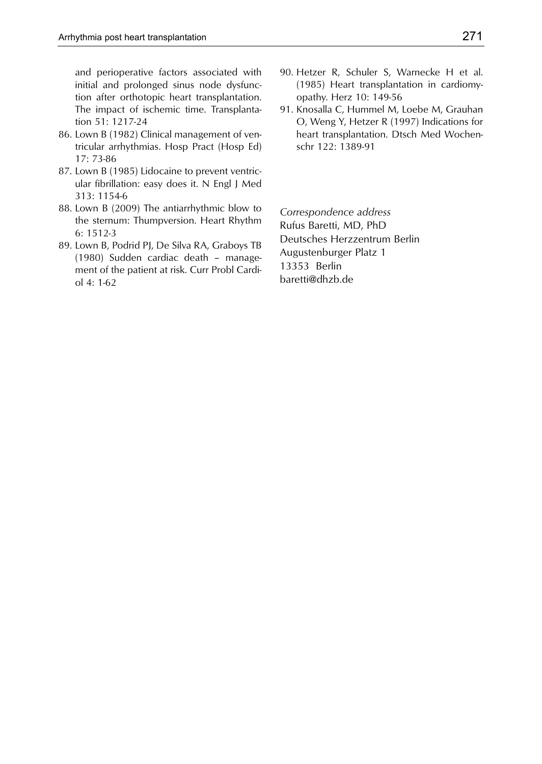and perioperative factors associated with initial and prolonged sinus node dysfunction after orthotopic heart transplantation. The impact of ischemic time. Transplantation 51: 1217-24

86. Lown B (1982) Clinical management of ventricular arrhythmias. Hosp Pract (Hosp Ed) 17: 73-86
87. Lown B (1985) Lidocaine to prevent ventricular fibrillation: easy does it. N Engl J Med 313: 1154-6
88. Lown B (2009) The antiarrhythmic blow to the sternum: Thumpversion. Heart Rhythm 6: 1512-3
89. Lown B, Podrid PJ, De Silva RA, Graboys TB (1980) Sudden cardiac death – management of the patient at risk. Curr Probl Cardiol 4: 1-62
90. Hetzer R, Schuler S, Warnecke H et al. (1985) Heart transplantation in cardiomyopathy. Herz 10: 149-56
91. Knosalla C, Hummel M, Loebe M, Grauhan O, Weng Y, Hetzer R (1997) Indications for heart transplantation. Dtsch Med Wochenschr 122: 1389-91

*Correspondence address*
Rufus Baretti, MD, PhD
Deutsches Herzzentrum Berlin
Augustenburger Platz 1
13353 Berlin
baretti@dhzb.de